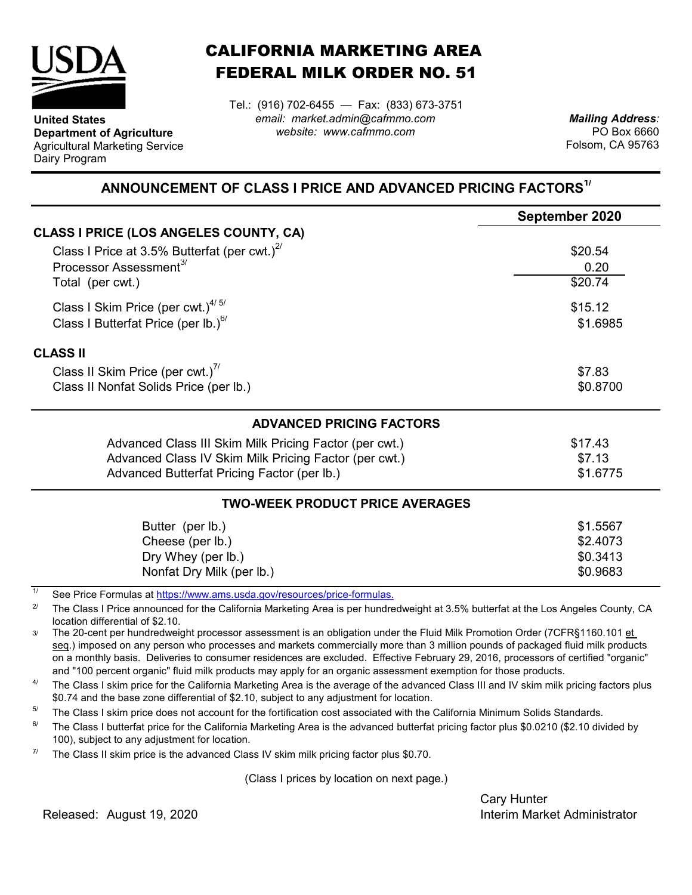**United States Department of Agriculture**
Agricultural Marketing Service
Dairy Program

# CALIFORNIA MARKETING AREA FEDERAL MILK ORDER NO. 51

Tel.: (916) 702-6455 — Fax: (833) 673-3751
*email: market.admin@cafmmo.com*
*website: www.cafmmo.com*

*Mailing Address:*
PO Box 6660
Folsom, CA 95763

## ANNOUNCEMENT OF CLASS I PRICE AND ADVANCED PRICING FACTORS[1/]

| | September 2020 |
|---|---|
| **CLASS I PRICE (LOS ANGELES COUNTY, CA)** | |
| Class I Price at 3.5% Butterfat (per cwt.)[2/] | $20.54 |
| Processor Assessment[3/] | 0.20 |
| Total (per cwt.) | $20.74 |
| Class I Skim Price (per cwt.)[4/ 5/] | $15.12 |
| Class I Butterfat Price (per lb.)[6/] | $1.6985 |
| **CLASS II** | |
| Class II Skim Price (per cwt.)[7/] | $7.83 |
| Class II Nonfat Solids Price (per lb.) | $0.8700 |

### ADVANCED PRICING FACTORS

| | |
|---|---|
| Advanced Class III Skim Milk Pricing Factor (per cwt.) | $17.43 |
| Advanced Class IV Skim Milk Pricing Factor (per cwt.) | $7.13 |
| Advanced Butterfat Pricing Factor (per lb.) | $1.6775 |

### TWO-WEEK PRODUCT PRICE AVERAGES

| | |
|---|---|
| Butter (per lb.) | $1.5567 |
| Cheese (per lb.) | $2.4073 |
| Dry Whey (per lb.) | $0.3413 |
| Nonfat Dry Milk (per lb.) | $0.9683 |

[1/] See Price Formulas at https://www.ams.usda.gov/resources/price-formulas.

[2/] The Class I Price announced for the California Marketing Area is per hundredweight at 3.5% butterfat at the Los Angeles County, CA location differential of $2.10.

[3/] The 20-cent per hundredweight processor assessment is an obligation under the Fluid Milk Promotion Order (7CFR§1160.101 et seq.) imposed on any person who processes and markets commercially more than 3 million pounds of packaged fluid milk products on a monthly basis. Deliveries to consumer residences are excluded. Effective February 29, 2016, processors of certified "organic" and "100 percent organic" fluid milk products may apply for an organic assessment exemption for those products.

[4/] The Class I skim price for the California Marketing Area is the average of the advanced Class III and IV skim milk pricing factors plus $0.74 and the base zone differential of $2.10, subject to any adjustment for location.

[5/] The Class I skim price does not account for the fortification cost associated with the California Minimum Solids Standards.

[6/] The Class I butterfat price for the California Marketing Area is the advanced butterfat pricing factor plus $0.0210 ($2.10 divided by 100), subject to any adjustment for location.

[7/] The Class II skim price is the advanced Class IV skim milk pricing factor plus $0.70.

(Class I prices by location on next page.)

Released: August 19, 2020

Cary Hunter
Interim Market Administrator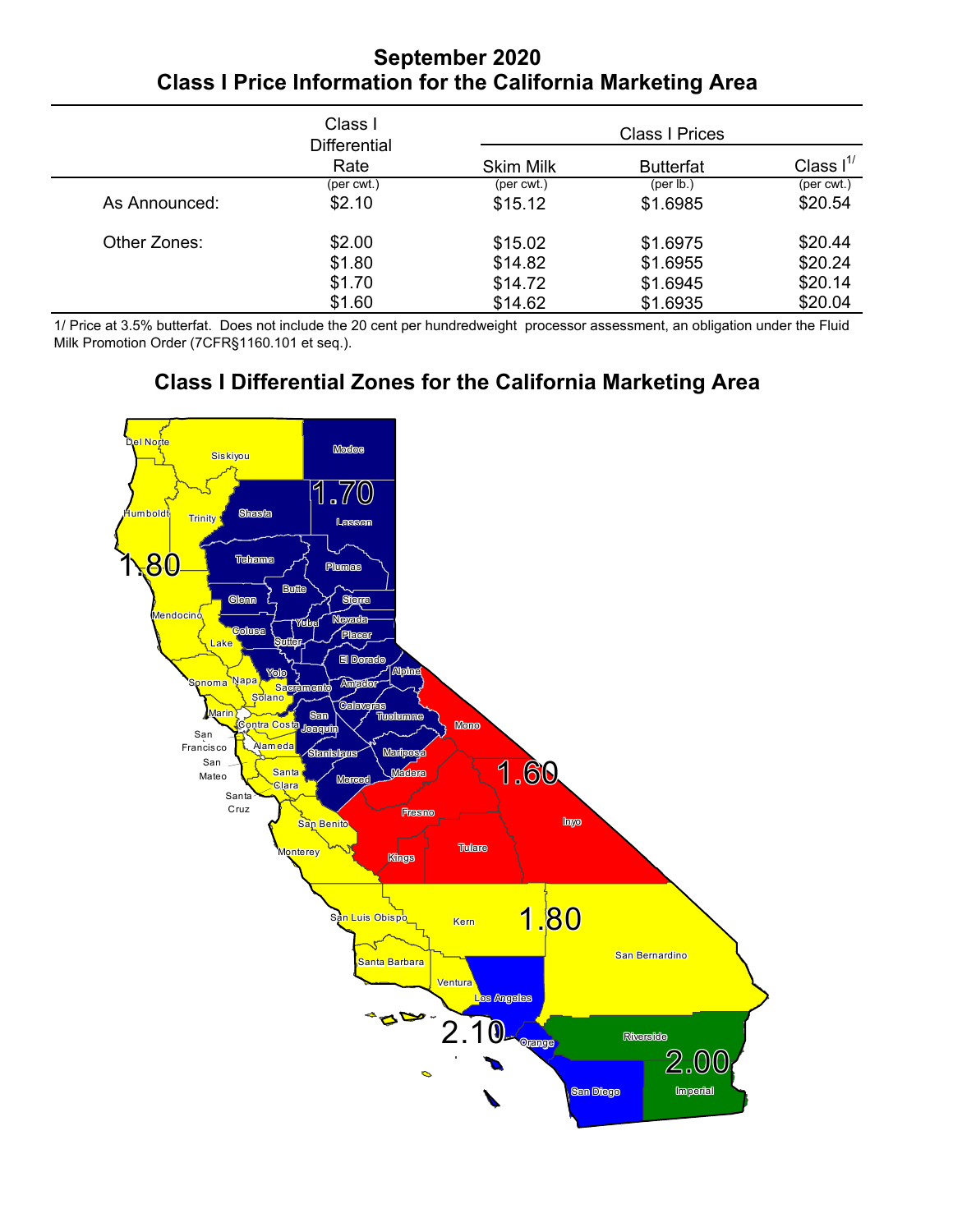## September 2020
## Class I Price Information for the California Marketing Area

| | Class I Differential Rate | Class I Prices | | |
|---|---|---|---|---|
| | | Skim Milk | Butterfat | Class I[1/] |
| | (per cwt.) | (per cwt.) | (per lb.) | (per cwt.) |
| As Announced: | $2.10 | $15.12 | $1.6985 | $20.54 |
| Other Zones: | $2.00 | $15.02 | $1.6975 | $20.44 |
| | $1.80 | $14.82 | $1.6955 | $20.24 |
| | $1.70 | $14.72 | $1.6945 | $20.14 |
| | $1.60 | $14.62 | $1.6935 | $20.04 |

1/ Price at 3.5% butterfat. Does not include the 20 cent per hundredweight processor assessment, an obligation under the Fluid Milk Promotion Order (7CFR§1160.101 et seq.).

## Class I Differential Zones for the California Marketing Area

1.70
1.80
1.60
1.80
2.10
2.00

Del Norte, Siskiyou, Modoc, Humboldt, Trinity, Shasta, Lassen, Tehama, Plumas, Butte, Glenn, Sierra, Mendocino, Yuba, Nevada, Colusa, Lake, Sutter, Placer, El Dorado, Yolo, Alpine, Sonoma, Napa, Sacramento, Amador, Solano, Calaveras, Marin, San Joaquin, Tuolumne, Mono, Contra Costa, San Francisco, Alameda, Stanislaus, Mariposa, San Mateo, Santa Clara, Merced, Madera, Santa Cruz, Fresno, San Benito, Inyo, Monterey, Tulare, Kings, San Luis Obispo, Kern, San Bernardino, Santa Barbara, Ventura, Los Angeles, Orange, Riverside, San Diego, Imperial